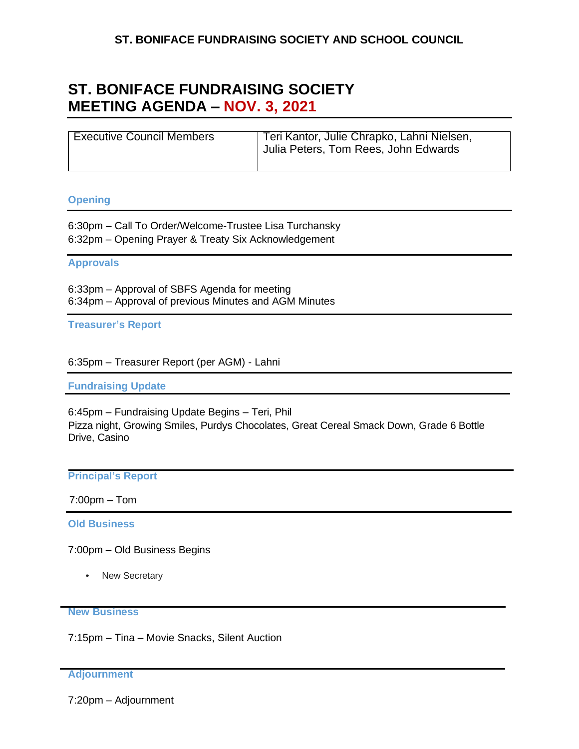# ST. BONIFACE FUNDRAISING SOCIETY AND SCHOOL COUNCIL

## ST. BONIFACE FUNDRAISING SOCIETY MEETING AGENDA – NOV. 3, 2021

| Executive Council Members | Teri Kantor, Julie Chrapko, Lahni Nielsen, Julia Peters, Tom Rees, John Edwards |
|---|---|

### Opening

6:30pm – Call To Order/Welcome-Trustee Lisa Turchansky
6:32pm – Opening Prayer & Treaty Six Acknowledgement

### Approvals

6:33pm – Approval of SBFS Agenda for meeting
6:34pm – Approval of previous Minutes and AGM Minutes

### Treasurer's Report

6:35pm – Treasurer Report (per AGM) - Lahni

### Fundraising Update

6:45pm – Fundraising Update Begins – Teri, Phil
Pizza night, Growing Smiles, Purdys Chocolates, Great Cereal Smack Down, Grade 6 Bottle Drive, Casino

### Principal's Report

7:00pm – Tom

### Old Business

7:00pm – Old Business Begins

- New Secretary

### New Business

7:15pm – Tina – Movie Snacks, Silent Auction

### Adjournment

7:20pm – Adjournment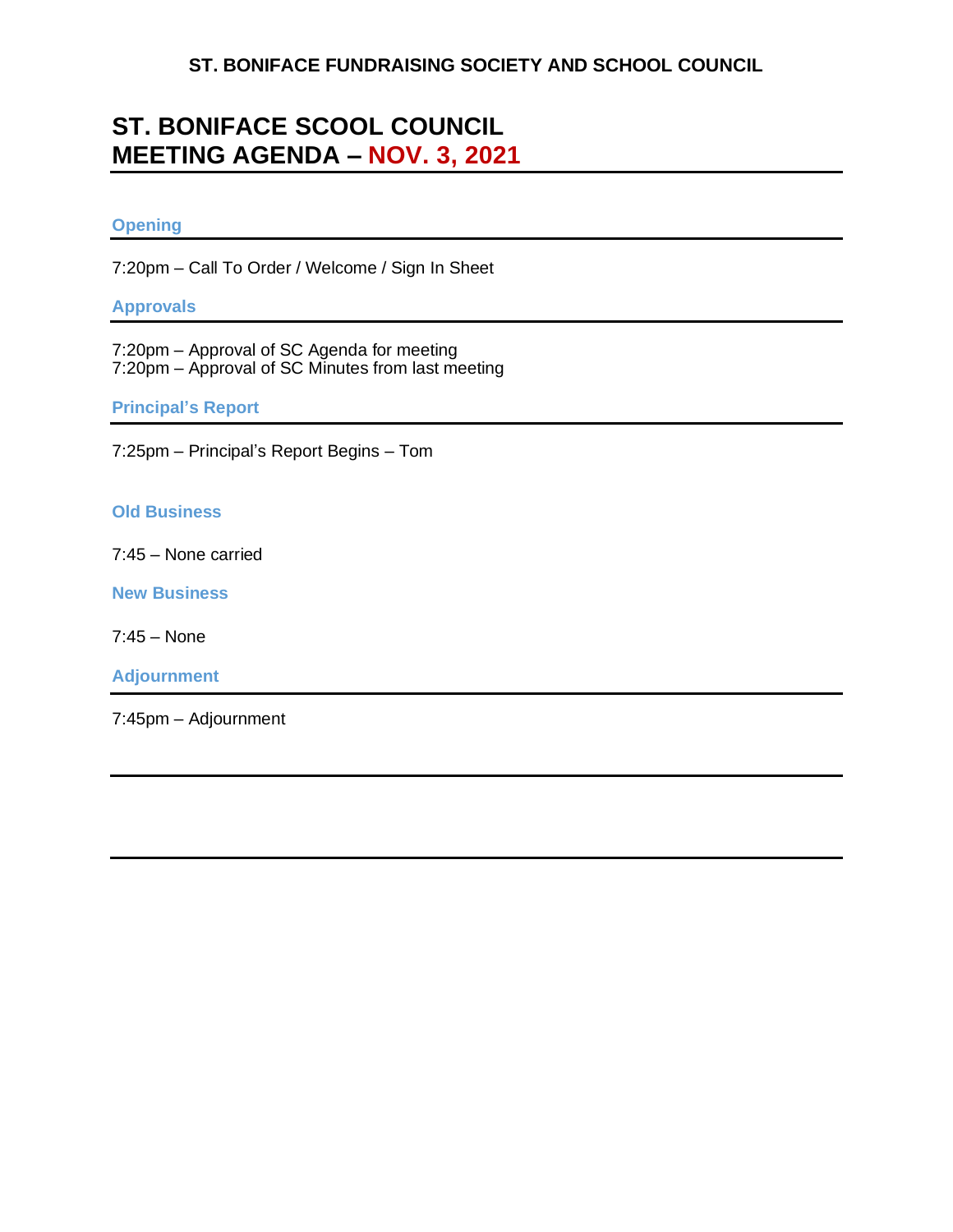# ST. BONIFACE FUNDRAISING SOCIETY AND SCHOOL COUNCIL

## ST. BONIFACE SCOOL COUNCIL MEETING AGENDA – NOV. 3, 2021

### Opening

7:20pm – Call To Order / Welcome / Sign In Sheet

### Approvals

7:20pm – Approval of SC Agenda for meeting
7:20pm – Approval of SC Minutes from last meeting

### Principal's Report

7:25pm – Principal's Report Begins – Tom

### Old Business

7:45 – None carried

### New Business

7:45 – None

### Adjournment

7:45pm – Adjournment